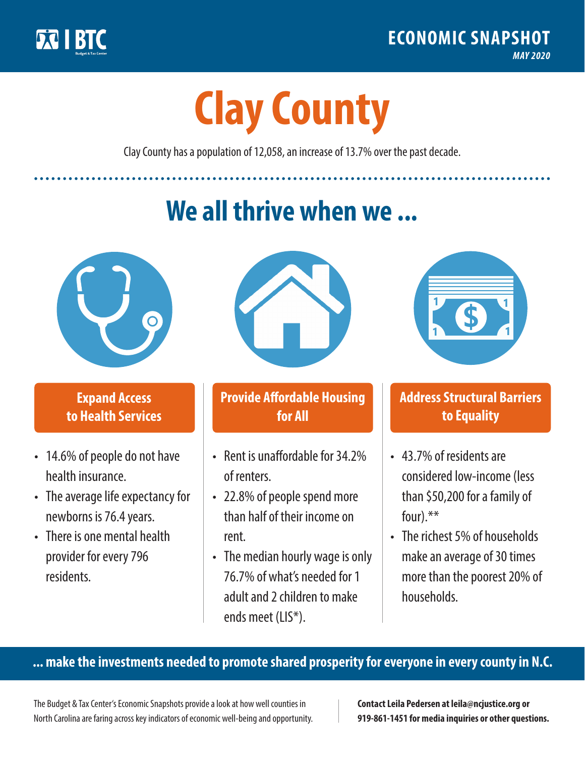BTC Budget & Tax Center

**ECONOMIC SNAPSHOT**

*MAY 2020*

# Clay County

Clay County has a population of 12,058, an increase of 13.7% over the past decade.

## We all thrive when we ...

### Expand Access to Health Services

- 14.6% of people do not have health insurance.
- The average life expectancy for newborns is 76.4 years.
- There is one mental health provider for every 796 residents.

### Provide Affordable Housing for All

- Rent is unaffordable for 34.2% of renters.
- 22.8% of people spend more than half of their income on rent.
- The median hourly wage is only 76.7% of what's needed for 1 adult and 2 children to make ends meet (LIS*).

### Address Structural Barriers to Equality

- 43.7% of residents are considered low-income (less than $50,200 for a family of four).**
- The richest 5% of households make an average of 30 times more than the poorest 20% of households.

**... make the investments needed to promote shared prosperity for everyone in every county in N.C.**

The Budget & Tax Center's Economic Snapshots provide a look at how well counties in North Carolina are faring across key indicators of economic well-being and opportunity.

**Contact Leila Pedersen at leila@ncjustice.org or 919-861-1451 for media inquiries or other questions.**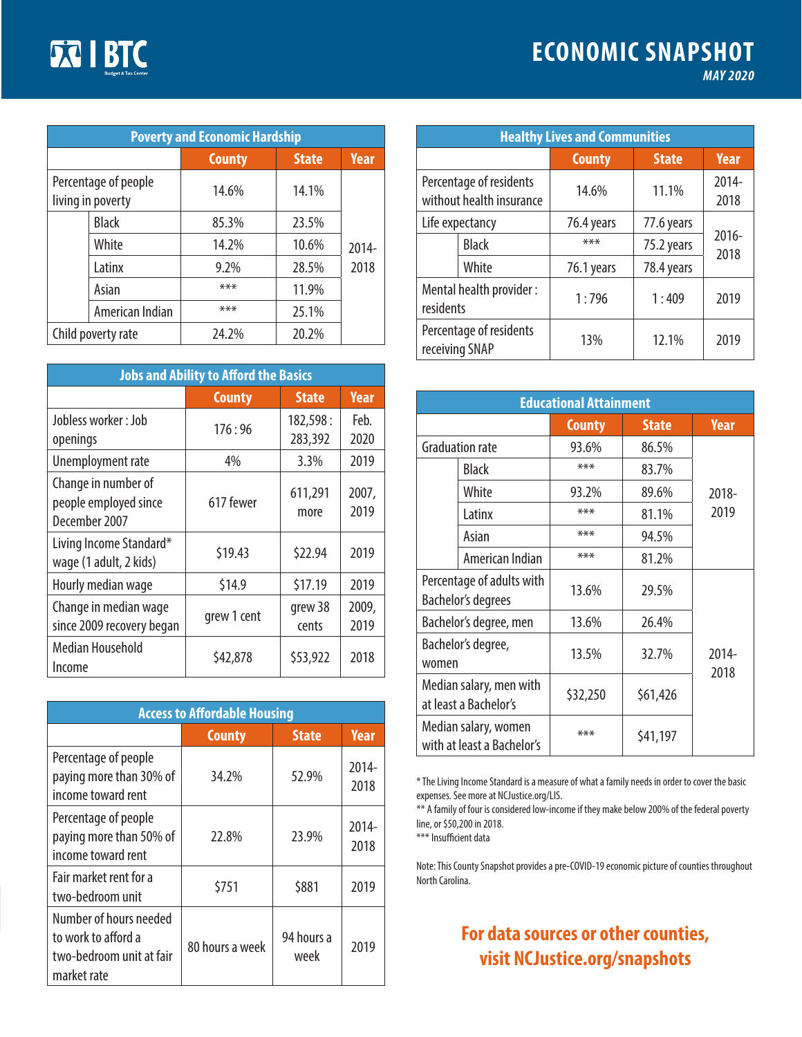BTC Budget & Tax Center

# ECONOMIC SNAPSHOT

*MAY 2020*

## Poverty and Economic Hardship

| | | County | State | Year |
|---|---|---|---|---|
| Percentage of people living in poverty | | 14.6% | 14.1% | 2014-2018 |
| | Black | 85.3% | 23.5% | |
| | White | 14.2% | 10.6% | |
| | Latinx | 9.2% | 28.5% | |
| | Asian | *** | 11.9% | |
| | American Indian | *** | 25.1% | |
| Child poverty rate | | 24.2% | 20.2% | |

## Jobs and Ability to Afford the Basics

| | County | State | Year |
|---|---|---|---|
| Jobless worker : Job openings | 176 : 96 | 182,598 : 283,392 | Feb. 2020 |
| Unemployment rate | 4% | 3.3% | 2019 |
| Change in number of people employed since December 2007 | 617 fewer | 611,291 more | 2007, 2019 |
| Living Income Standard* wage (1 adult, 2 kids) | $19.43 | $22.94 | 2019 |
| Hourly median wage | $14.9 | $17.19 | 2019 |
| Change in median wage since 2009 recovery began | grew 1 cent | grew 38 cents | 2009, 2019 |
| Median Household Income | $42,878 | $53,922 | 2018 |

## Access to Affordable Housing

| | County | State | Year |
|---|---|---|---|
| Percentage of people paying more than 30% of income toward rent | 34.2% | 52.9% | 2014-2018 |
| Percentage of people paying more than 50% of income toward rent | 22.8% | 23.9% | 2014-2018 |
| Fair market rent for a two-bedroom unit | $751 | $881 | 2019 |
| Number of hours needed to work to afford a two-bedroom unit at fair market rate | 80 hours a week | 94 hours a week | 2019 |

## Healthy Lives and Communities

| | | County | State | Year |
|---|---|---|---|---|
| Percentage of residents without health insurance | | 14.6% | 11.1% | 2014-2018 |
| Life expectancy | | 76.4 years | 77.6 years | 2016-2018 |
| | Black | *** | 75.2 years | |
| | White | 76.1 years | 78.4 years | |
| Mental health provider : residents | | 1 : 796 | 1 : 409 | 2019 |
| Percentage of residents receiving SNAP | | 13% | 12.1% | 2019 |

## Educational Attainment

| | | County | State | Year |
|---|---|---|---|---|
| Graduation rate | | 93.6% | 86.5% | 2018-2019 |
| | Black | *** | 83.7% | |
| | White | 93.2% | 89.6% | |
| | Latinx | *** | 81.1% | |
| | Asian | *** | 94.5% | |
| | American Indian | *** | 81.2% | |
| Percentage of adults with Bachelor's degrees | | 13.6% | 29.5% | 2014-2018 |
| Bachelor's degree, men | | 13.6% | 26.4% | |
| Bachelor's degree, women | | 13.5% | 32.7% | |
| Median salary, men with at least a Bachelor's | | $32,250 | $61,426 | |
| Median salary, women with at least a Bachelor's | | *** | $41,197 | |

* The Living Income Standard is a measure of what a family needs in order to cover the basic expenses. See more at NCJustice.org/LIS.

** A family of four is considered low-income if they make below 200% of the federal poverty line, or $50,200 in 2018.

*** Insufficient data

Note: This County Snapshot provides a pre-COVID-19 economic picture of counties throughout North Carolina.

**For data sources or other counties, visit NCJustice.org/snapshots**